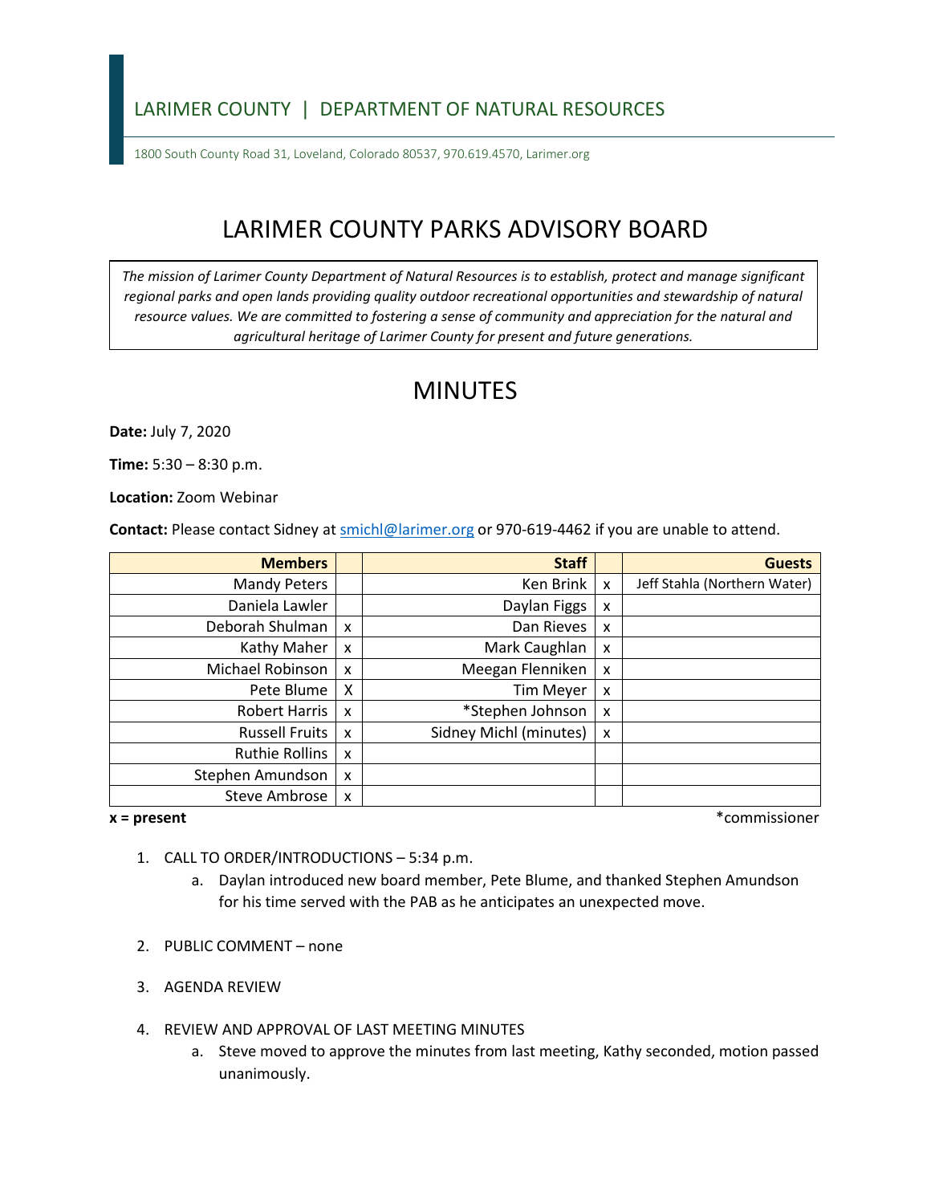LARIMER COUNTY | DEPARTMENT OF NATURAL RESOURCES

1800 South County Road 31, Loveland, Colorado 80537, 970.619.4570, Larimer.org

# LARIMER COUNTY PARKS ADVISORY BOARD

*The mission of Larimer County Department of Natural Resources is to establish, protect and manage significant regional parks and open lands providing quality outdoor recreational opportunities and stewardship of natural resource values. We are committed to fostering a sense of community and appreciation for the natural and agricultural heritage of Larimer County for present and future generations.*

# MINUTES

**Date:** July 7, 2020

**Time:** 5:30 – 8:30 p.m.

**Location:** Zoom Webinar

**Contact:** Please contact Sidney at smichl@larimer.org or 970-619-4462 if you are unable to attend.

| Members | | Staff | | Guests |
|---|---|---|---|---|
| Mandy Peters | | Ken Brink | x | Jeff Stahla (Northern Water) |
| Daniela Lawler | | Daylan Figgs | x | |
| Deborah Shulman | x | Dan Rieves | x | |
| Kathy Maher | x | Mark Caughlan | x | |
| Michael Robinson | x | Meegan Flenniken | x | |
| Pete Blume | X | Tim Meyer | x | |
| Robert Harris | x | *Stephen Johnson | x | |
| Russell Fruits | x | Sidney Michl (minutes) | x | |
| Ruthie Rollins | x | | | |
| Stephen Amundson | x | | | |
| Steve Ambrose | x | | | |

**x = present** *commissioner

1. CALL TO ORDER/INTRODUCTIONS – 5:34 p.m.
   a. Daylan introduced new board member, Pete Blume, and thanked Stephen Amundson for his time served with the PAB as he anticipates an unexpected move.

2. PUBLIC COMMENT – none

3. AGENDA REVIEW

4. REVIEW AND APPROVAL OF LAST MEETING MINUTES
   a. Steve moved to approve the minutes from last meeting, Kathy seconded, motion passed unanimously.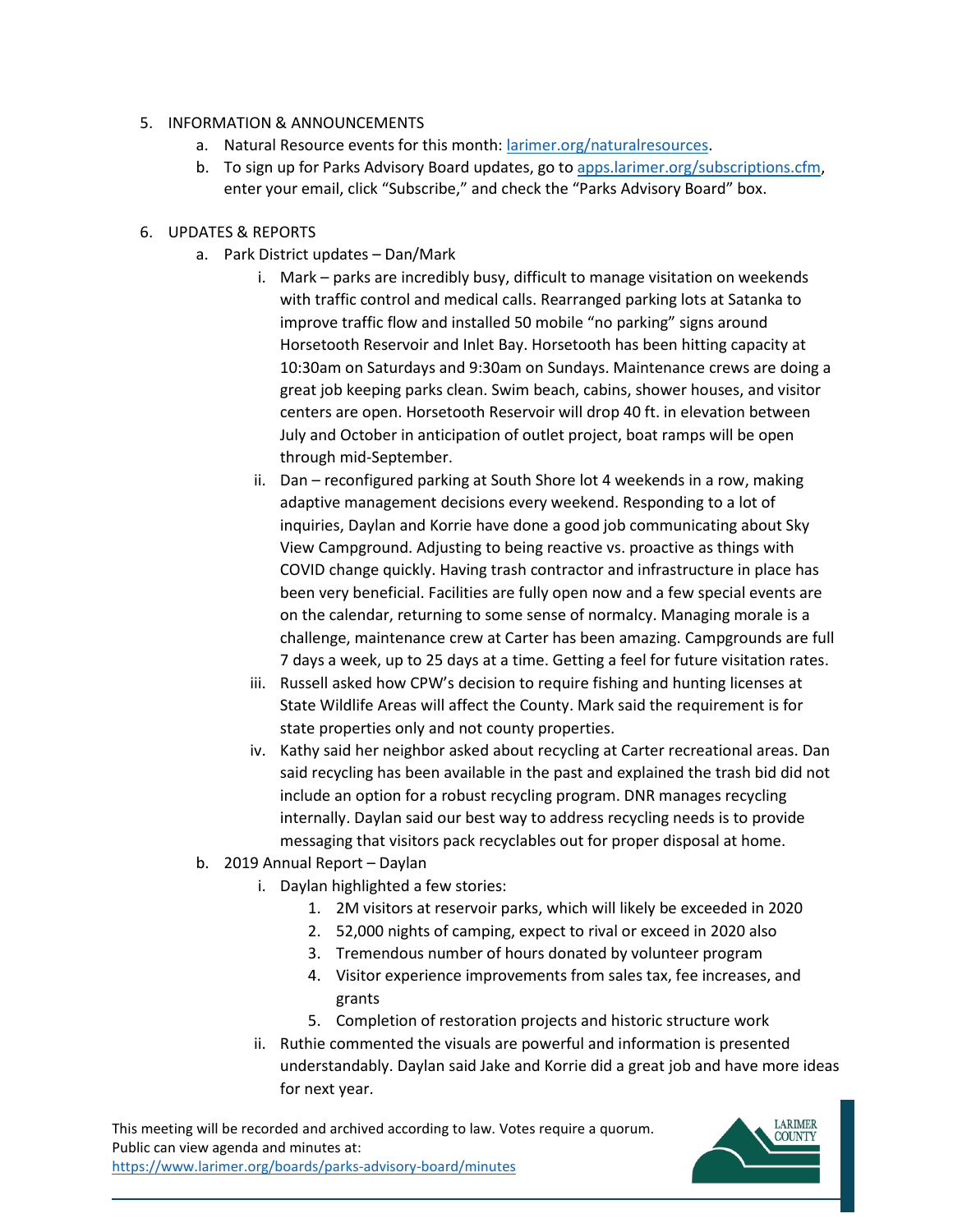5. INFORMATION & ANNOUNCEMENTS
    a. Natural Resource events for this month: [larimer.org/naturalresources](larimer.org/naturalresources).
    b. To sign up for Parks Advisory Board updates, go to [apps.larimer.org/subscriptions.cfm](apps.larimer.org/subscriptions.cfm), enter your email, click "Subscribe," and check the "Parks Advisory Board" box.

6. UPDATES & REPORTS
    a. Park District updates – Dan/Mark
        i. Mark – parks are incredibly busy, difficult to manage visitation on weekends with traffic control and medical calls. Rearranged parking lots at Satanka to improve traffic flow and installed 50 mobile "no parking" signs around Horsetooth Reservoir and Inlet Bay. Horsetooth has been hitting capacity at 10:30am on Saturdays and 9:30am on Sundays. Maintenance crews are doing a great job keeping parks clean. Swim beach, cabins, shower houses, and visitor centers are open. Horsetooth Reservoir will drop 40 ft. in elevation between July and October in anticipation of outlet project, boat ramps will be open through mid-September.
        ii. Dan – reconfigured parking at South Shore lot 4 weekends in a row, making adaptive management decisions every weekend. Responding to a lot of inquiries, Daylan and Korrie have done a good job communicating about Sky View Campground. Adjusting to being reactive vs. proactive as things with COVID change quickly. Having trash contractor and infrastructure in place has been very beneficial. Facilities are fully open now and a few special events are on the calendar, returning to some sense of normalcy. Managing morale is a challenge, maintenance crew at Carter has been amazing. Campgrounds are full 7 days a week, up to 25 days at a time. Getting a feel for future visitation rates.
        iii. Russell asked how CPW's decision to require fishing and hunting licenses at State Wildlife Areas will affect the County. Mark said the requirement is for state properties only and not county properties.
        iv. Kathy said her neighbor asked about recycling at Carter recreational areas. Dan said recycling has been available in the past and explained the trash bid did not include an option for a robust recycling program. DNR manages recycling internally. Daylan said our best way to address recycling needs is to provide messaging that visitors pack recyclables out for proper disposal at home.
    b. 2019 Annual Report – Daylan
        i. Daylan highlighted a few stories:
            1. 2M visitors at reservoir parks, which will likely be exceeded in 2020
            2. 52,000 nights of camping, expect to rival or exceed in 2020 also
            3. Tremendous number of hours donated by volunteer program
            4. Visitor experience improvements from sales tax, fee increases, and grants
            5. Completion of restoration projects and historic structure work
        ii. Ruthie commented the visuals are powerful and information is presented understandably. Daylan said Jake and Korrie did a great job and have more ideas for next year.

This meeting will be recorded and archived according to law. Votes require a quorum. Public can view agenda and minutes at: [https://www.larimer.org/boards/parks-advisory-board/minutes](https://www.larimer.org/boards/parks-advisory-board/minutes)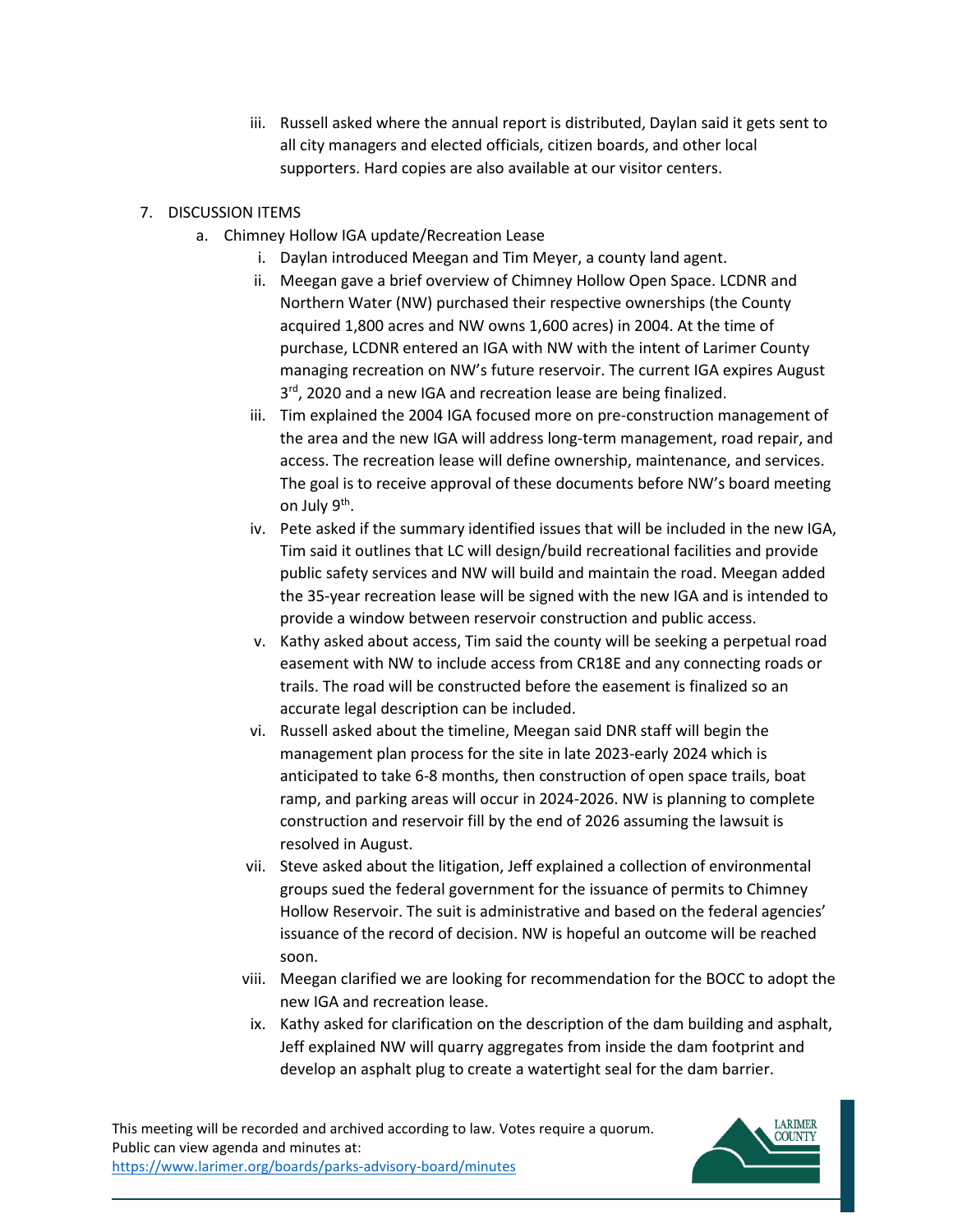iii. Russell asked where the annual report is distributed, Daylan said it gets sent to all city managers and elected officials, citizen boards, and other local supporters. Hard copies are also available at our visitor centers.

7. DISCUSSION ITEMS
   a. Chimney Hollow IGA update/Recreation Lease
      i. Daylan introduced Meegan and Tim Meyer, a county land agent.
      ii. Meegan gave a brief overview of Chimney Hollow Open Space. LCDNR and Northern Water (NW) purchased their respective ownerships (the County acquired 1,800 acres and NW owns 1,600 acres) in 2004. At the time of purchase, LCDNR entered an IGA with NW with the intent of Larimer County managing recreation on NW's future reservoir. The current IGA expires August 3rd, 2020 and a new IGA and recreation lease are being finalized.
      iii. Tim explained the 2004 IGA focused more on pre-construction management of the area and the new IGA will address long-term management, road repair, and access. The recreation lease will define ownership, maintenance, and services. The goal is to receive approval of these documents before NW's board meeting on July 9th.
      iv. Pete asked if the summary identified issues that will be included in the new IGA, Tim said it outlines that LC will design/build recreational facilities and provide public safety services and NW will build and maintain the road. Meegan added the 35-year recreation lease will be signed with the new IGA and is intended to provide a window between reservoir construction and public access.
      v. Kathy asked about access, Tim said the county will be seeking a perpetual road easement with NW to include access from CR18E and any connecting roads or trails. The road will be constructed before the easement is finalized so an accurate legal description can be included.
      vi. Russell asked about the timeline, Meegan said DNR staff will begin the management plan process for the site in late 2023-early 2024 which is anticipated to take 6-8 months, then construction of open space trails, boat ramp, and parking areas will occur in 2024-2026. NW is planning to complete construction and reservoir fill by the end of 2026 assuming the lawsuit is resolved in August.
      vii. Steve asked about the litigation, Jeff explained a collection of environmental groups sued the federal government for the issuance of permits to Chimney Hollow Reservoir. The suit is administrative and based on the federal agencies' issuance of the record of decision. NW is hopeful an outcome will be reached soon.
      viii. Meegan clarified we are looking for recommendation for the BOCC to adopt the new IGA and recreation lease.
      ix. Kathy asked for clarification on the description of the dam building and asphalt, Jeff explained NW will quarry aggregates from inside the dam footprint and develop an asphalt plug to create a watertight seal for the dam barrier.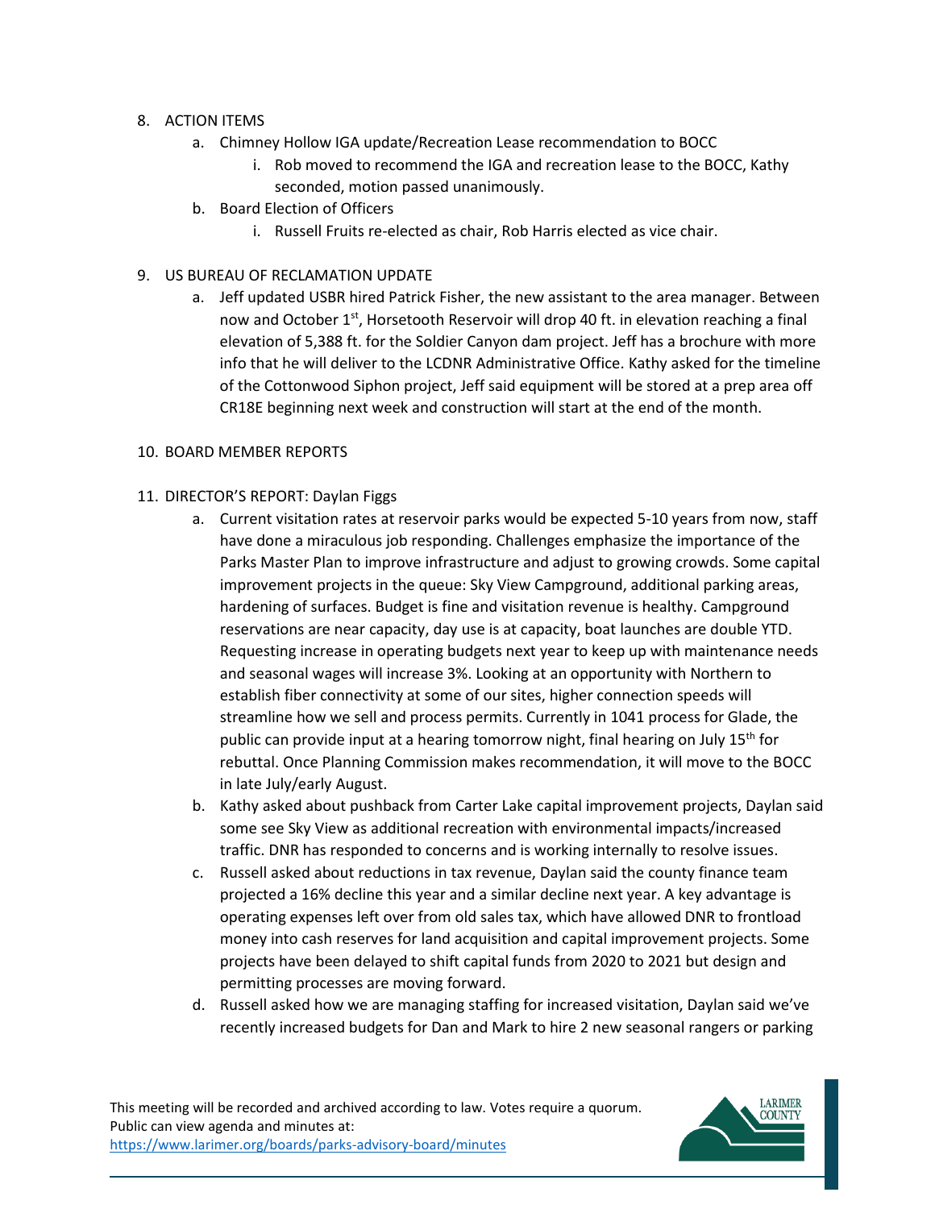8. ACTION ITEMS
    a. Chimney Hollow IGA update/Recreation Lease recommendation to BOCC
        i. Rob moved to recommend the IGA and recreation lease to the BOCC, Kathy seconded, motion passed unanimously.
    b. Board Election of Officers
        i. Russell Fruits re-elected as chair, Rob Harris elected as vice chair.

9. US BUREAU OF RECLAMATION UPDATE
    a. Jeff updated USBR hired Patrick Fisher, the new assistant to the area manager. Between now and October 1st, Horsetooth Reservoir will drop 40 ft. in elevation reaching a final elevation of 5,388 ft. for the Soldier Canyon dam project. Jeff has a brochure with more info that he will deliver to the LCDNR Administrative Office. Kathy asked for the timeline of the Cottonwood Siphon project, Jeff said equipment will be stored at a prep area off CR18E beginning next week and construction will start at the end of the month.

10. BOARD MEMBER REPORTS

11. DIRECTOR'S REPORT: Daylan Figgs
    a. Current visitation rates at reservoir parks would be expected 5-10 years from now, staff have done a miraculous job responding. Challenges emphasize the importance of the Parks Master Plan to improve infrastructure and adjust to growing crowds. Some capital improvement projects in the queue: Sky View Campground, additional parking areas, hardening of surfaces. Budget is fine and visitation revenue is healthy. Campground reservations are near capacity, day use is at capacity, boat launches are double YTD. Requesting increase in operating budgets next year to keep up with maintenance needs and seasonal wages will increase 3%. Looking at an opportunity with Northern to establish fiber connectivity at some of our sites, higher connection speeds will streamline how we sell and process permits. Currently in 1041 process for Glade, the public can provide input at a hearing tomorrow night, final hearing on July 15th for rebuttal. Once Planning Commission makes recommendation, it will move to the BOCC in late July/early August.
    b. Kathy asked about pushback from Carter Lake capital improvement projects, Daylan said some see Sky View as additional recreation with environmental impacts/increased traffic. DNR has responded to concerns and is working internally to resolve issues.
    c. Russell asked about reductions in tax revenue, Daylan said the county finance team projected a 16% decline this year and a similar decline next year. A key advantage is operating expenses left over from old sales tax, which have allowed DNR to frontload money into cash reserves for land acquisition and capital improvement projects. Some projects have been delayed to shift capital funds from 2020 to 2021 but design and permitting processes are moving forward.
    d. Russell asked how we are managing staffing for increased visitation, Daylan said we've recently increased budgets for Dan and Mark to hire 2 new seasonal rangers or parking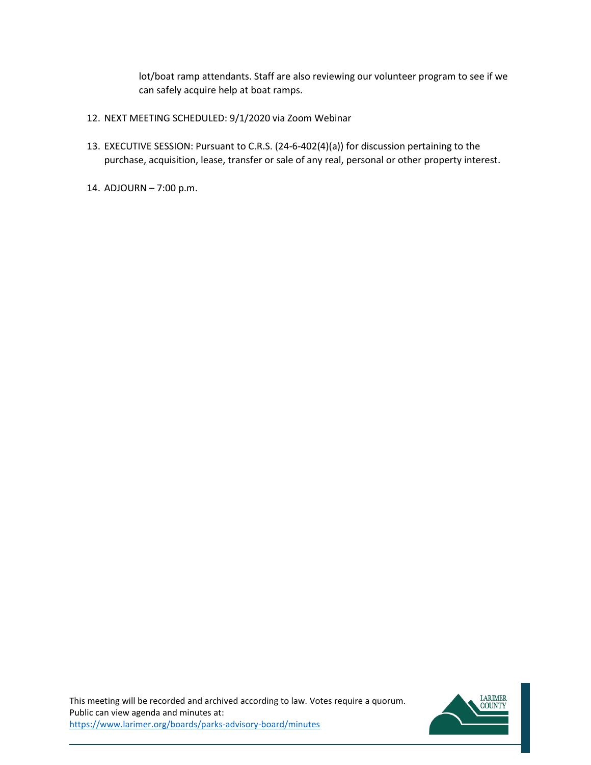lot/boat ramp attendants. Staff are also reviewing our volunteer program to see if we can safely acquire help at boat ramps.

12. NEXT MEETING SCHEDULED: 9/1/2020 via Zoom Webinar

13. EXECUTIVE SESSION: Pursuant to C.R.S. (24-6-402(4)(a)) for discussion pertaining to the purchase, acquisition, lease, transfer or sale of any real, personal or other property interest.

14. ADJOURN – 7:00 p.m.